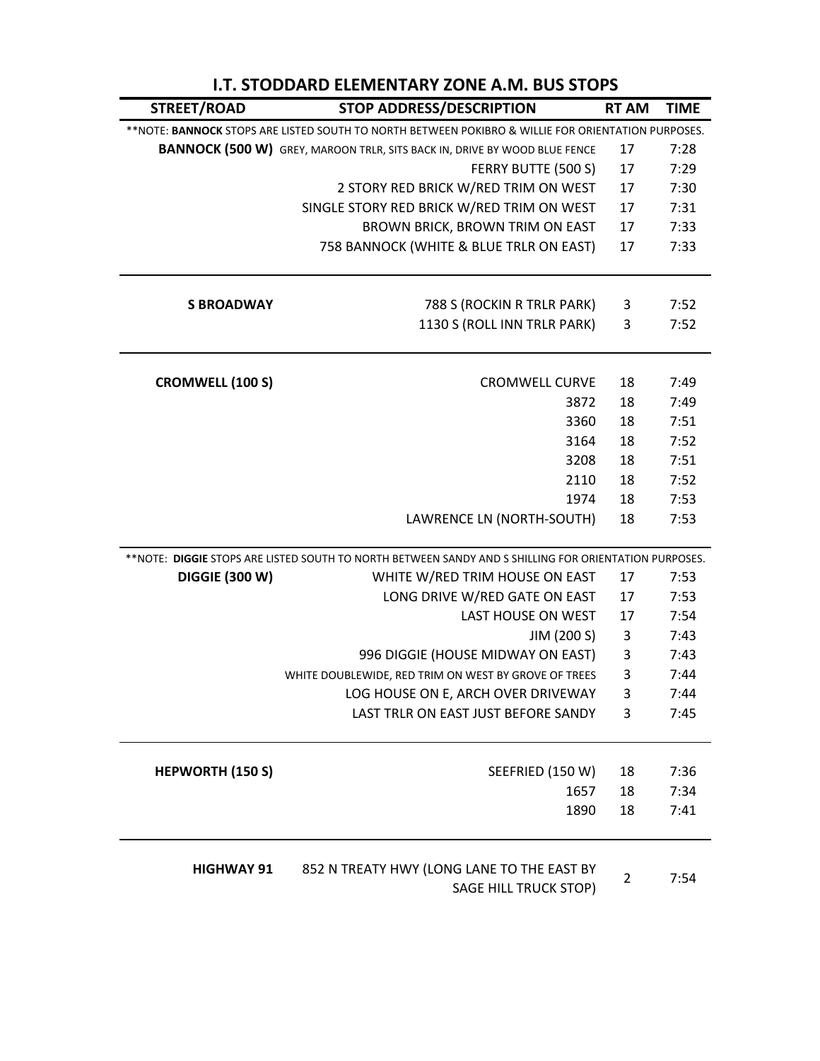# I.T. STODDARD ELEMENTARY ZONE A.M. BUS STOPS

| STREET/ROAD | STOP ADDRESS/DESCRIPTION | RT AM | TIME |
|---|---|---|---|
| **NOTE: **BANNOCK** STOPS ARE LISTED SOUTH TO NORTH BETWEEN POKIBRO & WILLIE FOR ORIENTATION PURPOSES. | | | |
| **BANNOCK (500 W)** | GREY, MAROON TRLR, SITS BACK IN, DRIVE BY WOOD BLUE FENCE | 17 | 7:28 |
| | FERRY BUTTE (500 S) | 17 | 7:29 |
| | 2 STORY RED BRICK W/RED TRIM ON WEST | 17 | 7:30 |
| | SINGLE STORY RED BRICK W/RED TRIM ON WEST | 17 | 7:31 |
| | BROWN BRICK, BROWN TRIM ON EAST | 17 | 7:33 |
| | 758 BANNOCK (WHITE & BLUE TRLR ON EAST) | 17 | 7:33 |
| **S BROADWAY** | 788 S (ROCKIN R TRLR PARK) | 3 | 7:52 |
| | 1130 S (ROLL INN TRLR PARK) | 3 | 7:52 |
| **CROMWELL (100 S)** | CROMWELL CURVE | 18 | 7:49 |
| | 3872 | 18 | 7:49 |
| | 3360 | 18 | 7:51 |
| | 3164 | 18 | 7:52 |
| | 3208 | 18 | 7:51 |
| | 2110 | 18 | 7:52 |
| | 1974 | 18 | 7:53 |
| | LAWRENCE LN (NORTH-SOUTH) | 18 | 7:53 |
| **NOTE: **DIGGIE** STOPS ARE LISTED SOUTH TO NORTH BETWEEN SANDY AND S SHILLING FOR ORIENTATION PURPOSES. | | | |
| **DIGGIE (300 W)** | WHITE W/RED TRIM HOUSE ON EAST | 17 | 7:53 |
| | LONG DRIVE W/RED GATE ON EAST | 17 | 7:53 |
| | LAST HOUSE ON WEST | 17 | 7:54 |
| | JIM (200 S) | 3 | 7:43 |
| | 996 DIGGIE (HOUSE MIDWAY ON EAST) | 3 | 7:43 |
| | WHITE DOUBLEWIDE, RED TRIM ON WEST BY GROVE OF TREES | 3 | 7:44 |
| | LOG HOUSE ON E, ARCH OVER DRIVEWAY | 3 | 7:44 |
| | LAST TRLR ON EAST JUST BEFORE SANDY | 3 | 7:45 |
| **HEPWORTH (150 S)** | SEEFRIED (150 W) | 18 | 7:36 |
| | 1657 | 18 | 7:34 |
| | 1890 | 18 | 7:41 |
| **HIGHWAY 91** | 852 N TREATY HWY (LONG LANE TO THE EAST BY SAGE HILL TRUCK STOP) | 2 | 7:54 |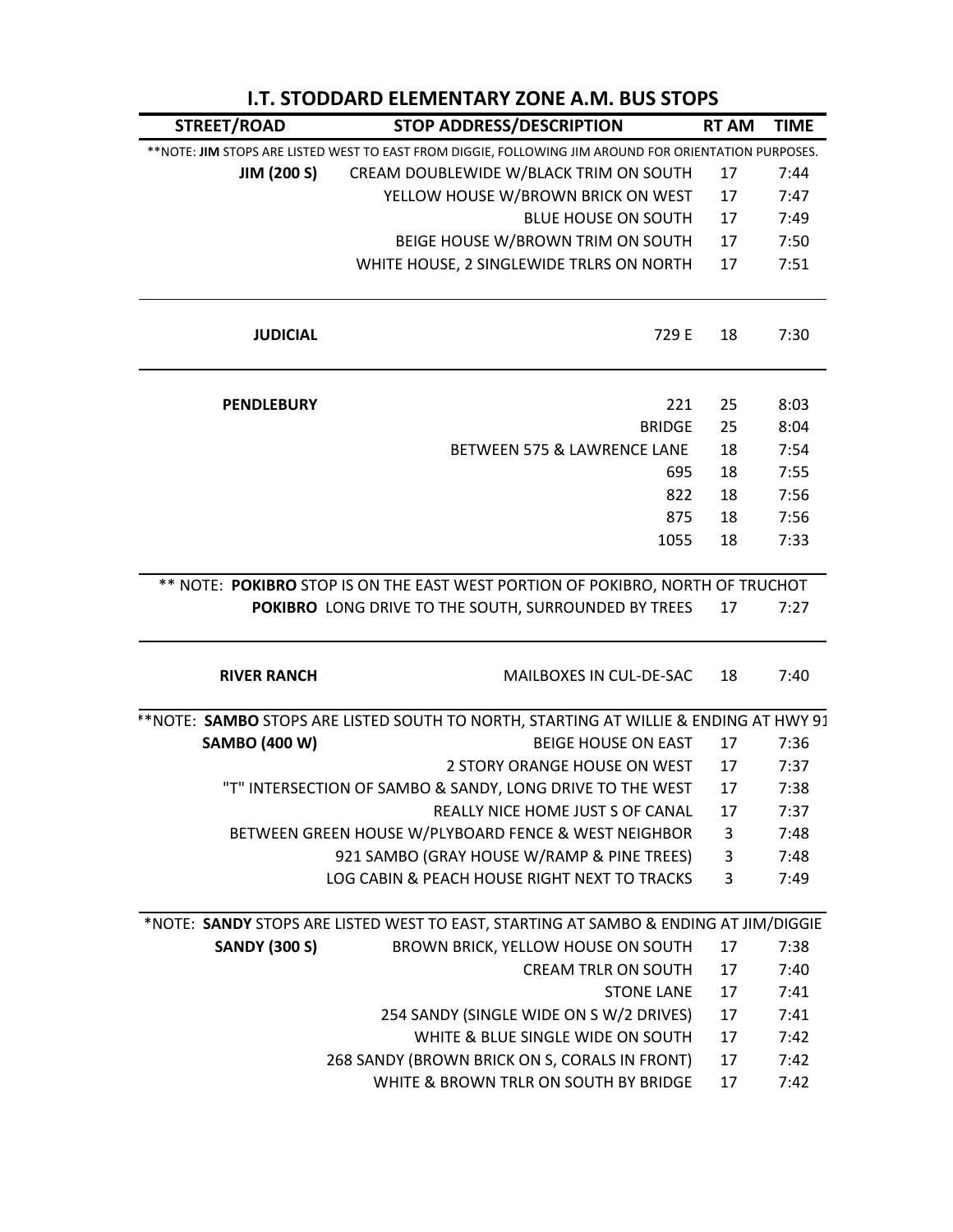# I.T. STODDARD ELEMENTARY ZONE A.M. BUS STOPS

| STREET/ROAD | STOP ADDRESS/DESCRIPTION | RT AM | TIME |
|---|---|---|---|
| **NOTE: **JIM** STOPS ARE LISTED WEST TO EAST FROM DIGGIE, FOLLOWING JIM AROUND FOR ORIENTATION PURPOSES. | | | |
| **JIM (200 S)** | CREAM DOUBLEWIDE W/BLACK TRIM ON SOUTH | 17 | 7:44 |
| | YELLOW HOUSE W/BROWN BRICK ON WEST | 17 | 7:47 |
| | BLUE HOUSE ON SOUTH | 17 | 7:49 |
| | BEIGE HOUSE W/BROWN TRIM ON SOUTH | 17 | 7:50 |
| | WHITE HOUSE, 2 SINGLEWIDE TRLRS ON NORTH | 17 | 7:51 |
| **JUDICIAL** | 729 E | 18 | 7:30 |
| **PENDLEBURY** | 221 | 25 | 8:03 |
| | BRIDGE | 25 | 8:04 |
| | BETWEEN 575 & LAWRENCE LANE | 18 | 7:54 |
| | 695 | 18 | 7:55 |
| | 822 | 18 | 7:56 |
| | 875 | 18 | 7:56 |
| | 1055 | 18 | 7:33 |
| ** NOTE: **POKIBRO** STOP IS ON THE EAST WEST PORTION OF POKIBRO, NORTH OF TRUCHOT | | | |
| **POKIBRO** | LONG DRIVE TO THE SOUTH, SURROUNDED BY TREES | 17 | 7:27 |
| **RIVER RANCH** | MAILBOXES IN CUL-DE-SAC | 18 | 7:40 |
| **NOTE: **SAMBO** STOPS ARE LISTED SOUTH TO NORTH, STARTING AT WILLIE & ENDING AT HWY 91 | | | |
| **SAMBO (400 W)** | BEIGE HOUSE ON EAST | 17 | 7:36 |
| | 2 STORY ORANGE HOUSE ON WEST | 17 | 7:37 |
| | "T" INTERSECTION OF SAMBO & SANDY, LONG DRIVE TO THE WEST | 17 | 7:38 |
| | REALLY NICE HOME JUST S OF CANAL | 17 | 7:37 |
| | BETWEEN GREEN HOUSE W/PLYBOARD FENCE & WEST NEIGHBOR | 3 | 7:48 |
| | 921 SAMBO (GRAY HOUSE W/RAMP & PINE TREES) | 3 | 7:48 |
| | LOG CABIN & PEACH HOUSE RIGHT NEXT TO TRACKS | 3 | 7:49 |
| *NOTE: **SANDY** STOPS ARE LISTED WEST TO EAST, STARTING AT SAMBO & ENDING AT JIM/DIGGIE | | | |
| **SANDY (300 S)** | BROWN BRICK, YELLOW HOUSE ON SOUTH | 17 | 7:38 |
| | CREAM TRLR ON SOUTH | 17 | 7:40 |
| | STONE LANE | 17 | 7:41 |
| | 254 SANDY (SINGLE WIDE ON S W/2 DRIVES) | 17 | 7:41 |
| | WHITE & BLUE SINGLE WIDE ON SOUTH | 17 | 7:42 |
| | 268 SANDY (BROWN BRICK ON S, CORALS IN FRONT) | 17 | 7:42 |
| | WHITE & BROWN TRLR ON SOUTH BY BRIDGE | 17 | 7:42 |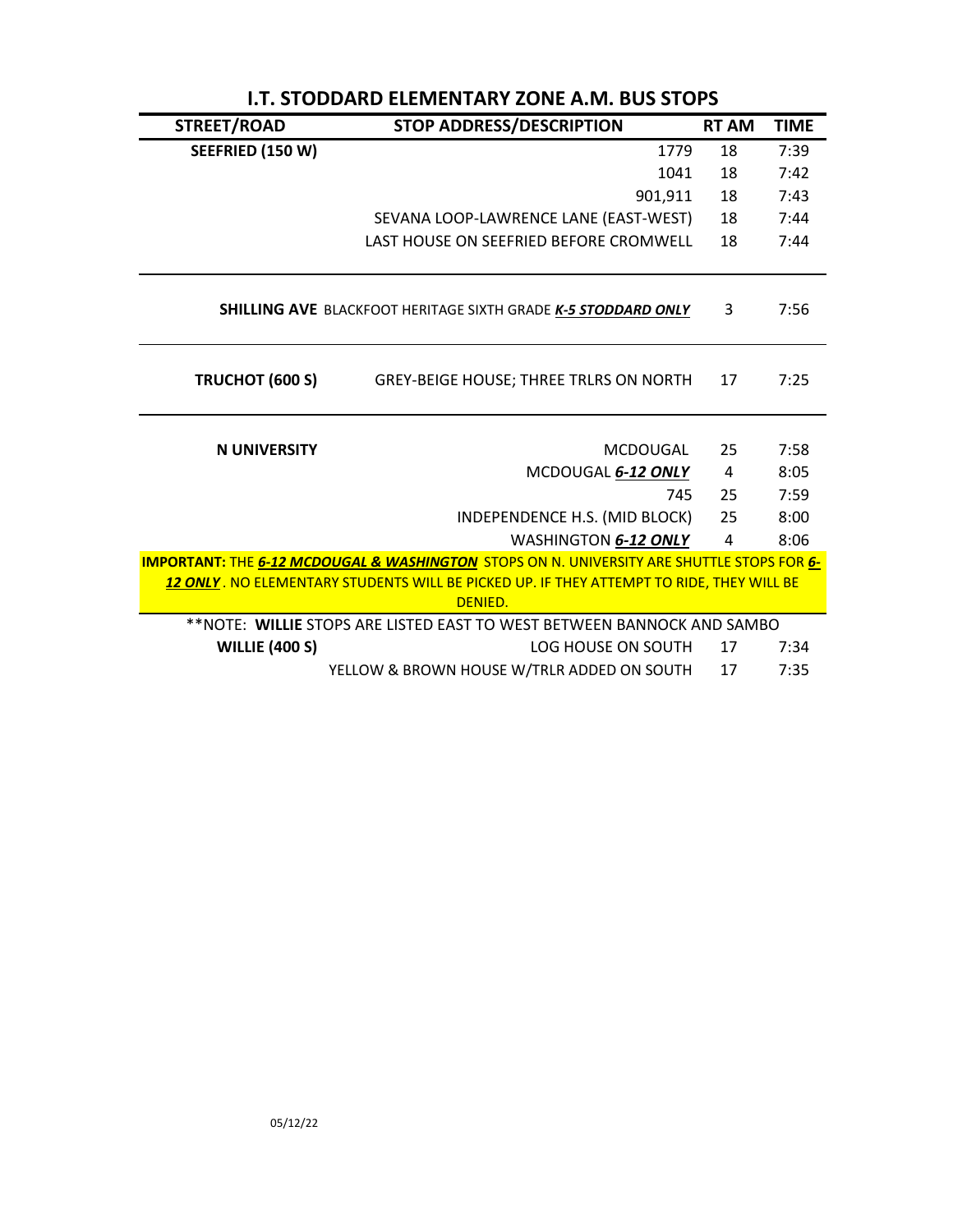## I.T. STODDARD ELEMENTARY ZONE A.M. BUS STOPS

| STREET/ROAD | STOP ADDRESS/DESCRIPTION | RT AM | TIME |
|---|---|---|---|
| **SEEFRIED (150 W)** | 1779 | 18 | 7:39 |
| | 1041 | 18 | 7:42 |
| | 901,911 | 18 | 7:43 |
| | SEVANA LOOP-LAWRENCE LANE (EAST-WEST) | 18 | 7:44 |
| | LAST HOUSE ON SEEFRIED BEFORE CROMWELL | 18 | 7:44 |
| **SHILLING AVE** | BLACKFOOT HERITAGE SIXTH GRADE ***K-5 STODDARD ONLY*** | 3 | 7:56 |
| **TRUCHOT (600 S)** | GREY-BEIGE HOUSE; THREE TRLRS ON NORTH | 17 | 7:25 |
| **N UNIVERSITY** | MCDOUGAL | 25 | 7:58 |
| | MCDOUGAL ***6-12 ONLY*** | 4 | 8:05 |
| | 745 | 25 | 7:59 |
| | INDEPENDENCE H.S. (MID BLOCK) | 25 | 8:00 |
| | WASHINGTON ***6-12 ONLY*** | 4 | 8:06 |

**IMPORTANT:** THE ***6-12 MCDOUGAL & WASHINGTON*** STOPS ON N. UNIVERSITY ARE SHUTTLE STOPS FOR ***6-12 ONLY***. NO ELEMENTARY STUDENTS WILL BE PICKED UP. IF THEY ATTEMPT TO RIDE, THEY WILL BE DENIED.

**NOTE: **WILLIE** STOPS ARE LISTED EAST TO WEST BETWEEN BANNOCK AND SAMBO

| STREET/ROAD | STOP ADDRESS/DESCRIPTION | RT AM | TIME |
|---|---|---|---|
| **WILLIE (400 S)** | LOG HOUSE ON SOUTH | 17 | 7:34 |
| | YELLOW & BROWN HOUSE W/TRLR ADDED ON SOUTH | 17 | 7:35 |

05/12/22